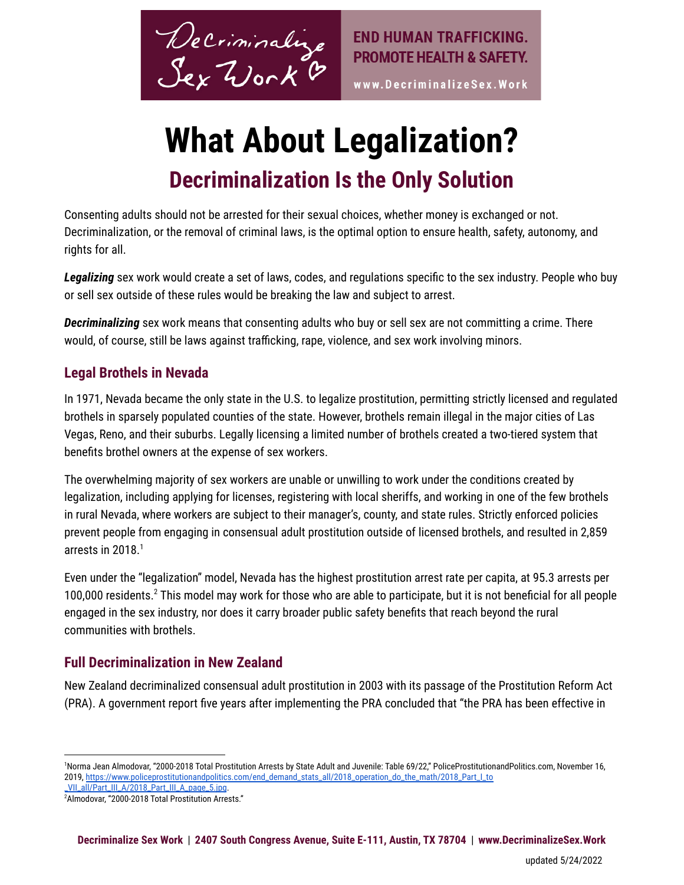Decriminalize Sex Work

END HUMAN TRAFFICKING. PROMOTE HEALTH & SAFETY.

www.DecriminalizeSex.Work

# What About Legalization?

## Decriminalization Is the Only Solution

Consenting adults should not be arrested for their sexual choices, whether money is exchanged or not. Decriminalization, or the removal of criminal laws, is the optimal option to ensure health, safety, autonomy, and rights for all.

***Legalizing*** sex work would create a set of laws, codes, and regulations specific to the sex industry. People who buy or sell sex outside of these rules would be breaking the law and subject to arrest.

***Decriminalizing*** sex work means that consenting adults who buy or sell sex are not committing a crime. There would, of course, still be laws against trafficking, rape, violence, and sex work involving minors.

### Legal Brothels in Nevada

In 1971, Nevada became the only state in the U.S. to legalize prostitution, permitting strictly licensed and regulated brothels in sparsely populated counties of the state. However, brothels remain illegal in the major cities of Las Vegas, Reno, and their suburbs. Legally licensing a limited number of brothels created a two-tiered system that benefits brothel owners at the expense of sex workers.

The overwhelming majority of sex workers are unable or unwilling to work under the conditions created by legalization, including applying for licenses, registering with local sheriffs, and working in one of the few brothels in rural Nevada, where workers are subject to their manager's, county, and state rules. Strictly enforced policies prevent people from engaging in consensual adult prostitution outside of licensed brothels, and resulted in 2,859 arrests in 2018.[1]

Even under the "legalization" model, Nevada has the highest prostitution arrest rate per capita, at 95.3 arrests per 100,000 residents.[2] This model may work for those who are able to participate, but it is not beneficial for all people engaged in the sex industry, nor does it carry broader public safety benefits that reach beyond the rural communities with brothels.

### Full Decriminalization in New Zealand

New Zealand decriminalized consensual adult prostitution in 2003 with its passage of the Prostitution Reform Act (PRA). A government report five years after implementing the PRA concluded that "the PRA has been effective in

---

[1] Norma Jean Almodovar, "2000-2018 Total Prostitution Arrests by State Adult and Juvenile: Table 69/22," PoliceProstitutionandPolitics.com, November 16, 2019, https://www.policeprostitutionandpolitics.com/end_demand_stats_all/2018_operation_do_the_math/2018_Part_I_to_VII_all/Part_III_A/2018_Part_III_A_page_5.jpg.

[2] Almodovar, "2000-2018 Total Prostitution Arrests."

Decriminalize Sex Work | 2407 South Congress Avenue, Suite E-111, Austin, TX 78704 | www.DecriminalizeSex.Work

updated 5/24/2022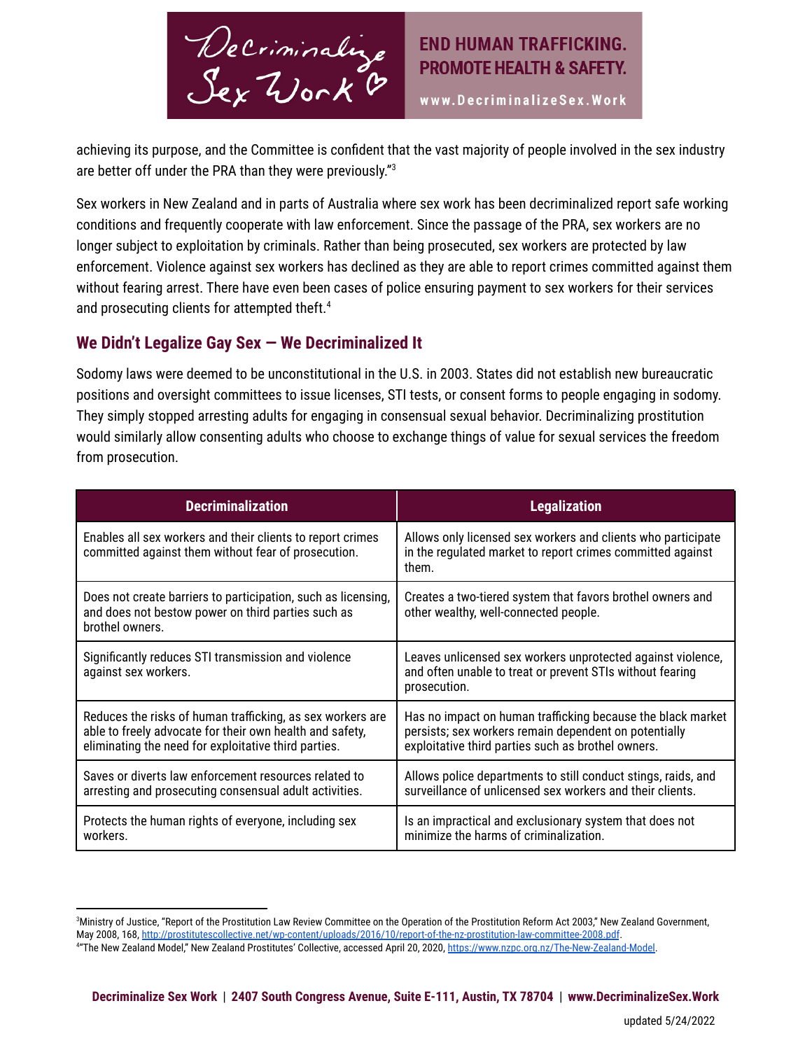achieving its purpose, and the Committee is confident that the vast majority of people involved in the sex industry are better off under the PRA than they were previously."[3]

Sex workers in New Zealand and in parts of Australia where sex work has been decriminalized report safe working conditions and frequently cooperate with law enforcement. Since the passage of the PRA, sex workers are no longer subject to exploitation by criminals. Rather than being prosecuted, sex workers are protected by law enforcement. Violence against sex workers has declined as they are able to report crimes committed against them without fearing arrest. There have even been cases of police ensuring payment to sex workers for their services and prosecuting clients for attempted theft.[4]

## We Didn't Legalize Gay Sex — We Decriminalized It

Sodomy laws were deemed to be unconstitutional in the U.S. in 2003. States did not establish new bureaucratic positions and oversight committees to issue licenses, STI tests, or consent forms to people engaging in sodomy. They simply stopped arresting adults for engaging in consensual sexual behavior. Decriminalizing prostitution would similarly allow consenting adults who choose to exchange things of value for sexual services the freedom from prosecution.

| Decriminalization | Legalization |
| --- | --- |
| Enables all sex workers and their clients to report crimes committed against them without fear of prosecution. | Allows only licensed sex workers and clients who participate in the regulated market to report crimes committed against them. |
| Does not create barriers to participation, such as licensing, and does not bestow power on third parties such as brothel owners. | Creates a two-tiered system that favors brothel owners and other wealthy, well-connected people. |
| Significantly reduces STI transmission and violence against sex workers. | Leaves unlicensed sex workers unprotected against violence, and often unable to treat or prevent STIs without fearing prosecution. |
| Reduces the risks of human trafficking, as sex workers are able to freely advocate for their own health and safety, eliminating the need for exploitative third parties. | Has no impact on human trafficking because the black market persists; sex workers remain dependent on potentially exploitative third parties such as brothel owners. |
| Saves or diverts law enforcement resources related to arresting and prosecuting consensual adult activities. | Allows police departments to still conduct stings, raids, and surveillance of unlicensed sex workers and their clients. |
| Protects the human rights of everyone, including sex workers. | Is an impractical and exclusionary system that does not minimize the harms of criminalization. |

[3] Ministry of Justice, "Report of the Prostitution Law Review Committee on the Operation of the Prostitution Reform Act 2003," New Zealand Government, May 2008, 168, http://prostitutescollective.net/wp-content/uploads/2016/10/report-of-the-nz-prostitution-law-committee-2008.pdf.

[4] "The New Zealand Model," New Zealand Prostitutes' Collective, accessed April 20, 2020, https://www.nzpc.org.nz/The-New-Zealand-Model.